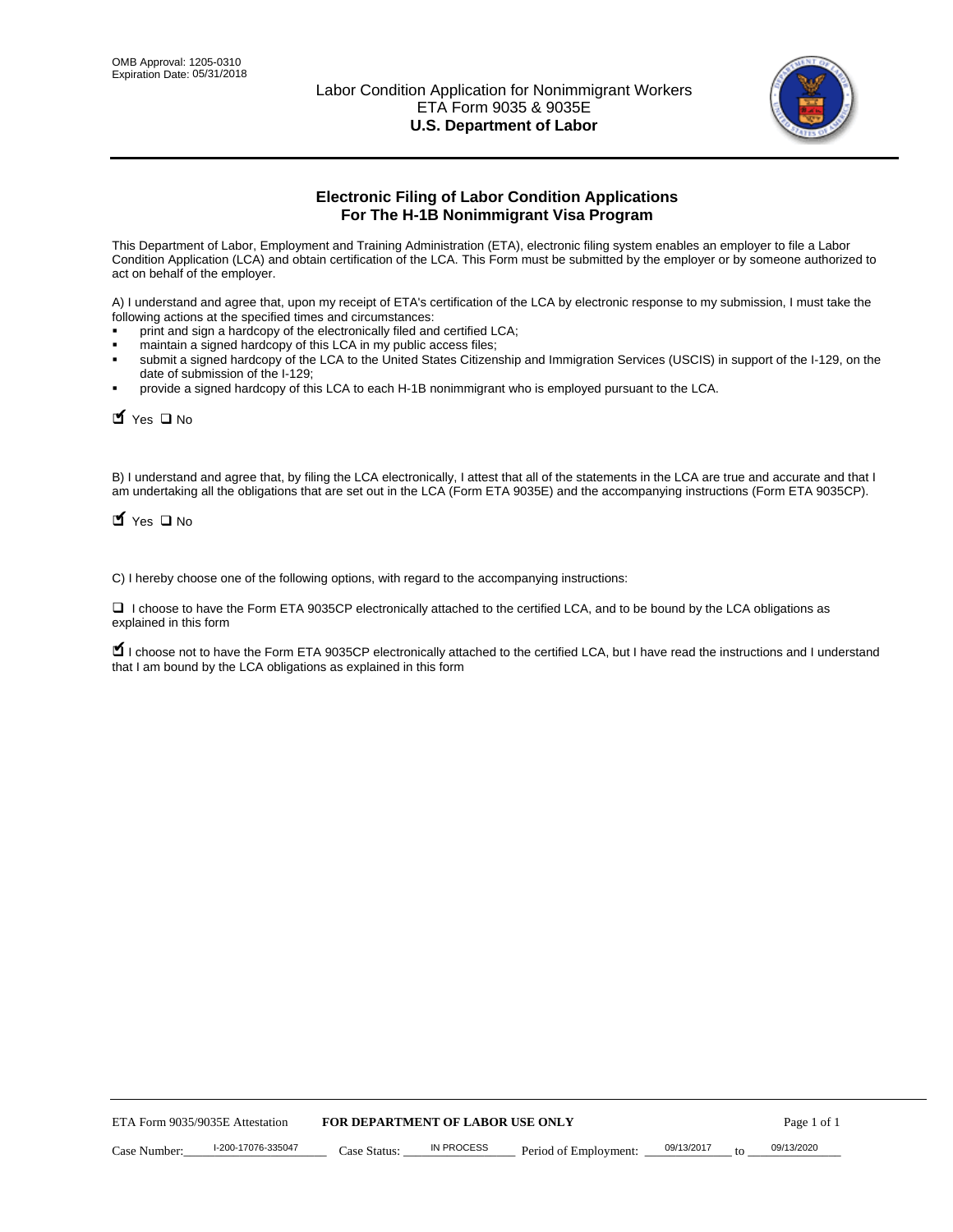OMB Approval: 1205-0310
Expiration Date: 05/31/2018

Labor Condition Application for Nonimmigrant Workers
ETA Form 9035 & 9035E
**U.S. Department of Labor**

## Electronic Filing of Labor Condition Applications For The H-1B Nonimmigrant Visa Program

This Department of Labor, Employment and Training Administration (ETA), electronic filing system enables an employer to file a Labor Condition Application (LCA) and obtain certification of the LCA. This Form must be submitted by the employer or by someone authorized to act on behalf of the employer.

A) I understand and agree that, upon my receipt of ETA's certification of the LCA by electronic response to my submission, I must take the following actions at the specified times and circumstances:

- print and sign a hardcopy of the electronically filed and certified LCA;
- maintain a signed hardcopy of this LCA in my public access files;
- submit a signed hardcopy of the LCA to the United States Citizenship and Immigration Services (USCIS) in support of the I-129, on the date of submission of the I-129;
- provide a signed hardcopy of this LCA to each H-1B nonimmigrant who is employed pursuant to the LCA.

☑ Yes ☐ No

B) I understand and agree that, by filing the LCA electronically, I attest that all of the statements in the LCA are true and accurate and that I am undertaking all the obligations that are set out in the LCA (Form ETA 9035E) and the accompanying instructions (Form ETA 9035CP).

☑ Yes ☐ No

C) I hereby choose one of the following options, with regard to the accompanying instructions:

☐ I choose to have the Form ETA 9035CP electronically attached to the certified LCA, and to be bound by the LCA obligations as explained in this form

☑ I choose not to have the Form ETA 9035CP electronically attached to the certified LCA, but I have read the instructions and I understand that I am bound by the LCA obligations as explained in this form

ETA Form 9035/9035E Attestation **FOR DEPARTMENT OF LABOR USE ONLY**

Case Number: I-200-17076-335047 Case Status: IN PROCESS Period of Employment: 09/13/2017 to 09/13/2020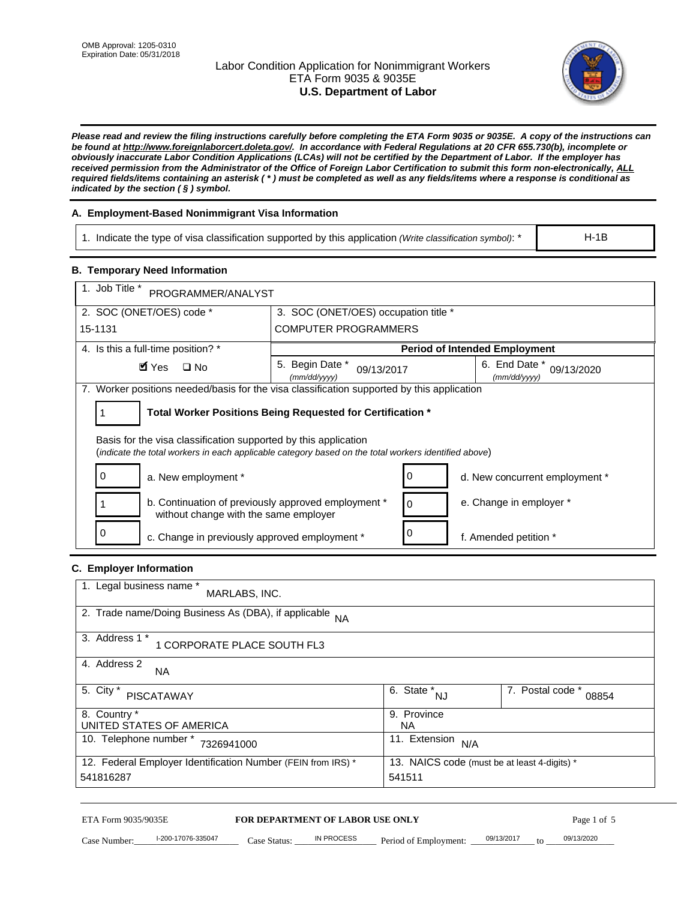OMB Approval: 1205-0310
Expiration Date: 05/31/2018

# Labor Condition Application for Nonimmigrant Workers
ETA Form 9035 & 9035E
**U.S. Department of Labor**

***Please read and review the filing instructions carefully before completing the ETA Form 9035 or 9035E. A copy of the instructions can be found at http://www.foreignlaborcert.doleta.gov/. In accordance with Federal Regulations at 20 CFR 655.730(b), incomplete or obviously inaccurate Labor Condition Applications (LCAs) will not be certified by the Department of Labor. If the employer has received permission from the Administrator of the Office of Foreign Labor Certification to submit this form non-electronically, ALL required fields/items containing an asterisk ( * ) must be completed as well as any fields/items where a response is conditional as indicated by the section ( § ) symbol.***

## A. Employment-Based Nonimmigrant Visa Information

| 1. Indicate the type of visa classification supported by this application *(Write classification symbol)*: * | H-1B |
|---|---|

## B. Temporary Need Information

| 1. Job Title * PROGRAMMER/ANALYST | | |
|---|---|---|
| 2. SOC (ONET/OES) code * 15-1131 | 3. SOC (ONET/OES) occupation title * COMPUTER PROGRAMMERS | |
| 4. Is this a full-time position? * | **Period of Intended Employment** | |
| ☑ Yes ☐ No | 5. Begin Date * *(mm/dd/yyyy)* 09/13/2017 | 6. End Date * *(mm/dd/yyyy)* 09/13/2020 |

7. Worker positions needed/basis for the visa classification supported by this application

| 1 | **Total Worker Positions Being Requested for Certification *** |
|---|---|

Basis for the visa classification supported by this application
(*indicate the total workers in each applicable category based on the total workers identified above*)

| | | | |
|---|---|---|---|
| 0 | a. New employment * | 0 | d. New concurrent employment * |
| 1 | b. Continuation of previously approved employment * without change with the same employer | 0 | e. Change in employer * |
| 0 | c. Change in previously approved employment * | 0 | f. Amended petition * |

## C. Employer Information

| | | |
|---|---|---|
| 1. Legal business name * MARLABS, INC. | | |
| 2. Trade name/Doing Business As (DBA), if applicable NA | | |
| 3. Address 1 * 1 CORPORATE PLACE SOUTH FL3 | | |
| 4. Address 2 NA | | |
| 5. City * PISCATAWAY | 6. State * NJ | 7. Postal code * 08854 |
| 8. Country * UNITED STATES OF AMERICA | 9. Province NA | |
| 10. Telephone number * 7326941000 | 11. Extension N/A | |
| 12. Federal Employer Identification Number (FEIN from IRS) * 541816287 | 13. NAICS code (must be at least 4-digits) * 541511 | |

ETA Form 9035/9035E **FOR DEPARTMENT OF LABOR USE ONLY**

Case Number: I-200-17076-335047 Case Status: IN PROCESS Period of Employment: 09/13/2017 to 09/13/2020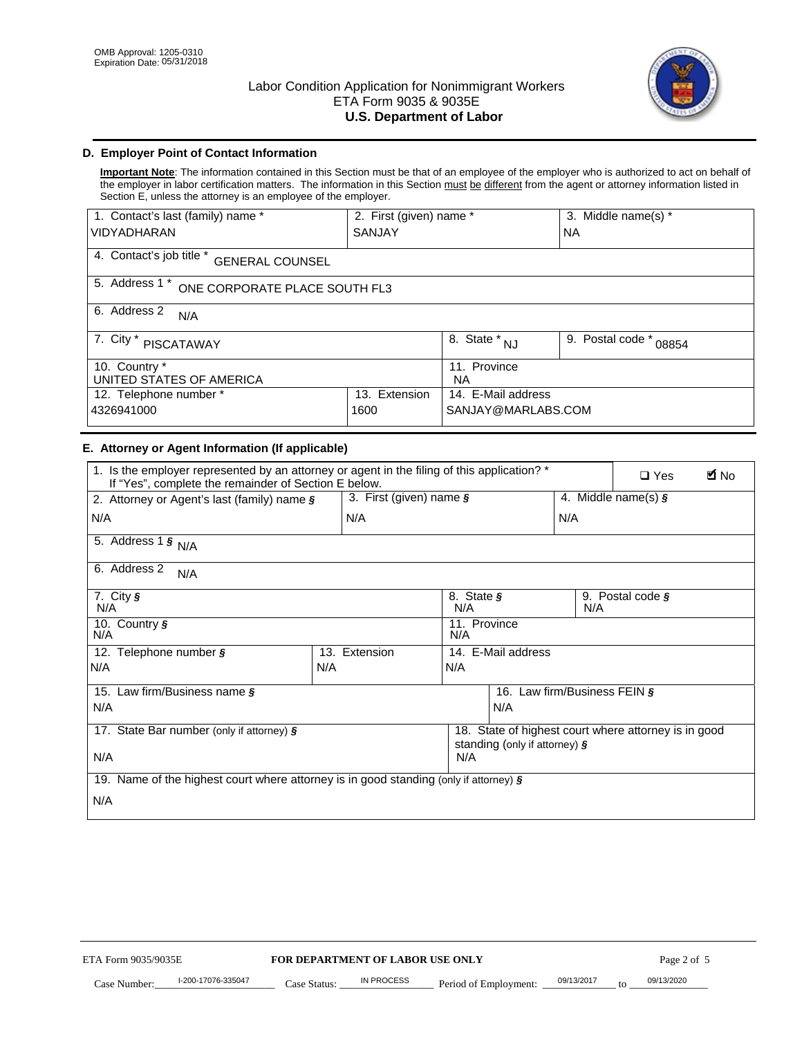OMB Approval: 1205-0310
Expiration Date: 05/31/2018

# Labor Condition Application for Nonimmigrant Workers
ETA Form 9035 & 9035E
**U.S. Department of Labor**

## D. Employer Point of Contact Information

**Important Note**: The information contained in this Section must be that of an employee of the employer who is authorized to act on behalf of the employer in labor certification matters. The information in this Section must be different from the agent or attorney information listed in Section E, unless the attorney is an employee of the employer.

| 1. Contact's last (family) name * | 2. First (given) name * | 3. Middle name(s) * |
|---|---|---|
| VIDYADHARAN | SANJAY | NA |
| 4. Contact's job title * GENERAL COUNSEL | | |
| 5. Address 1 * ONE CORPORATE PLACE SOUTH FL3 | | |
| 6. Address 2 N/A | | |
| 7. City * PISCATAWAY | 8. State * NJ | 9. Postal code * 08854 |
| 10. Country * UNITED STATES OF AMERICA | 11. Province NA | |
| 12. Telephone number * 4326941000 | 13. Extension 1600 | 14. E-Mail address SANJAY@MARLABS.COM |

## E. Attorney or Agent Information (If applicable)

| 1. Is the employer represented by an attorney or agent in the filing of this application? * If "Yes", complete the remainder of Section E below. | | ☐ Yes ☑ No |
|---|---|---|
| 2. Attorney or Agent's last (family) name § N/A | 3. First (given) name § N/A | 4. Middle name(s) § N/A |
| 5. Address 1 § N/A | | |
| 6. Address 2 N/A | | |
| 7. City § N/A | 8. State § N/A | 9. Postal code § N/A |
| 10. Country § N/A | 11. Province N/A | |
| 12. Telephone number § N/A | 13. Extension N/A | 14. E-Mail address N/A |
| 15. Law firm/Business name § N/A | | 16. Law firm/Business FEIN § N/A |
| 17. State Bar number (only if attorney) § N/A | 18. State of highest court where attorney is in good standing (only if attorney) § N/A | |
| 19. Name of the highest court where attorney is in good standing (only if attorney) § N/A | | |

ETA Form 9035/9035E **FOR DEPARTMENT OF LABOR USE ONLY**

Case Number: I-200-17076-335047 Case Status: IN PROCESS Period of Employment: 09/13/2017 to 09/13/2020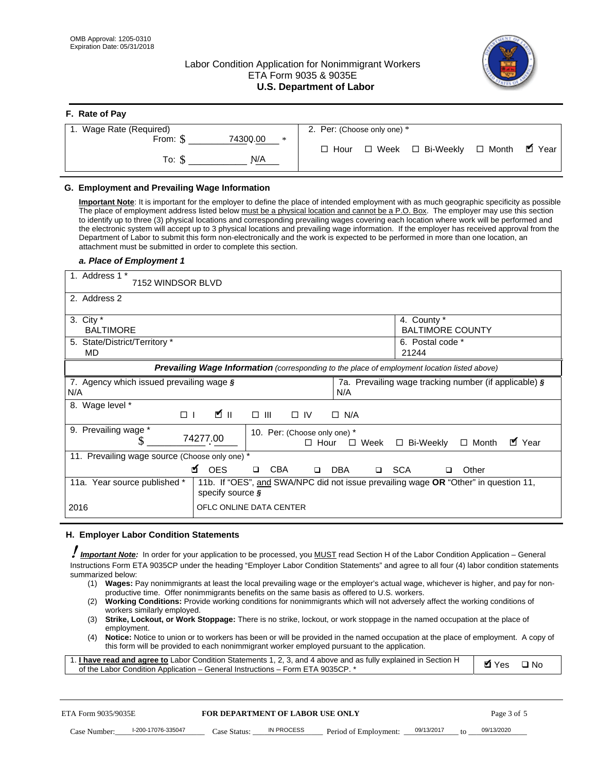OMB Approval: 1205-0310
Expiration Date: 05/31/2018

# Labor Condition Application for Nonimmigrant Workers
## ETA Form 9035 & 9035E
## U.S. Department of Labor

### F. Rate of Pay

| 1. Wage Rate (Required) | 2. Per: (Choose only one) * |
|---|---|
| From: $ 74300.00 * | ☐ Hour ☐ Week ☐ Bi-Weekly ☐ Month ☑ Year |
| To: $ N/A | |

### G. Employment and Prevailing Wage Information

**Important Note**: It is important for the employer to define the place of intended employment with as much geographic specificity as possible The place of employment address listed below must be a physical location and cannot be a P.O. Box. The employer may use this section to identify up to three (3) physical locations and corresponding prevailing wages covering each location where work will be performed and the electronic system will accept up to 3 physical locations and prevailing wage information. If the employer has received approval from the Department of Labor to submit this form non-electronically and the work is expected to be performed in more than one location, an attachment must be submitted in order to complete this section.

*a. Place of Employment 1*

| 1. Address 1 * 7152 WINDSOR BLVD | |
|---|---|
| 2. Address 2 | |
| 3. City * BALTIMORE | 4. County * BALTIMORE COUNTY |
| 5. State/District/Territory * MD | 6. Postal code * 21244 |

***Prevailing Wage Information*** *(corresponding to the place of employment location listed above)*

| 7. Agency which issued prevailing wage § N/A | 7a. Prevailing wage tracking number (if applicable) § N/A |
|---|---|
| 8. Wage level * ☐ I ☑ II ☐ III ☐ IV ☐ N/A | |
| 9. Prevailing wage * $ 74277.00 | 10. Per: (Choose only one) * ☐ Hour ☐ Week ☐ Bi-Weekly ☐ Month ☑ Year |
| 11. Prevailing wage source (Choose only one) * ☑ OES ☐ CBA ☐ DBA ☐ SCA ☐ Other | |
| 11a. Year source published * 2016 | 11b. If "OES", and SWA/NPC did not issue prevailing wage OR "Other" in question 11, specify source § OFLC ONLINE DATA CENTER |

### H. Employer Labor Condition Statements

***Important Note:*** In order for your application to be processed, you MUST read Section H of the Labor Condition Application – General Instructions Form ETA 9035CP under the heading "Employer Labor Condition Statements" and agree to all four (4) labor condition statements summarized below:

(1) **Wages:** Pay nonimmigrants at least the local prevailing wage or the employer's actual wage, whichever is higher, and pay for non-productive time. Offer nonimmigrants benefits on the same basis as offered to U.S. workers.
(2) **Working Conditions:** Provide working conditions for nonimmigrants which will not adversely affect the working conditions of workers similarly employed.
(3) **Strike, Lockout, or Work Stoppage:** There is no strike, lockout, or work stoppage in the named occupation at the place of employment.
(4) **Notice:** Notice to union or to workers has been or will be provided in the named occupation at the place of employment. A copy of this form will be provided to each nonimmigrant worker employed pursuant to the application.

| 1. **I have read and agree to** Labor Condition Statements 1, 2, 3, and 4 above and as fully explained in Section H of the Labor Condition Application – General Instructions – Form ETA 9035CP. * | ☑ Yes ☐ No |
|---|---|

ETA Form 9035/9035E — **FOR DEPARTMENT OF LABOR USE ONLY**

Case Number: I-200-17076-335047 Case Status: IN PROCESS Period of Employment: 09/13/2017 to 09/13/2020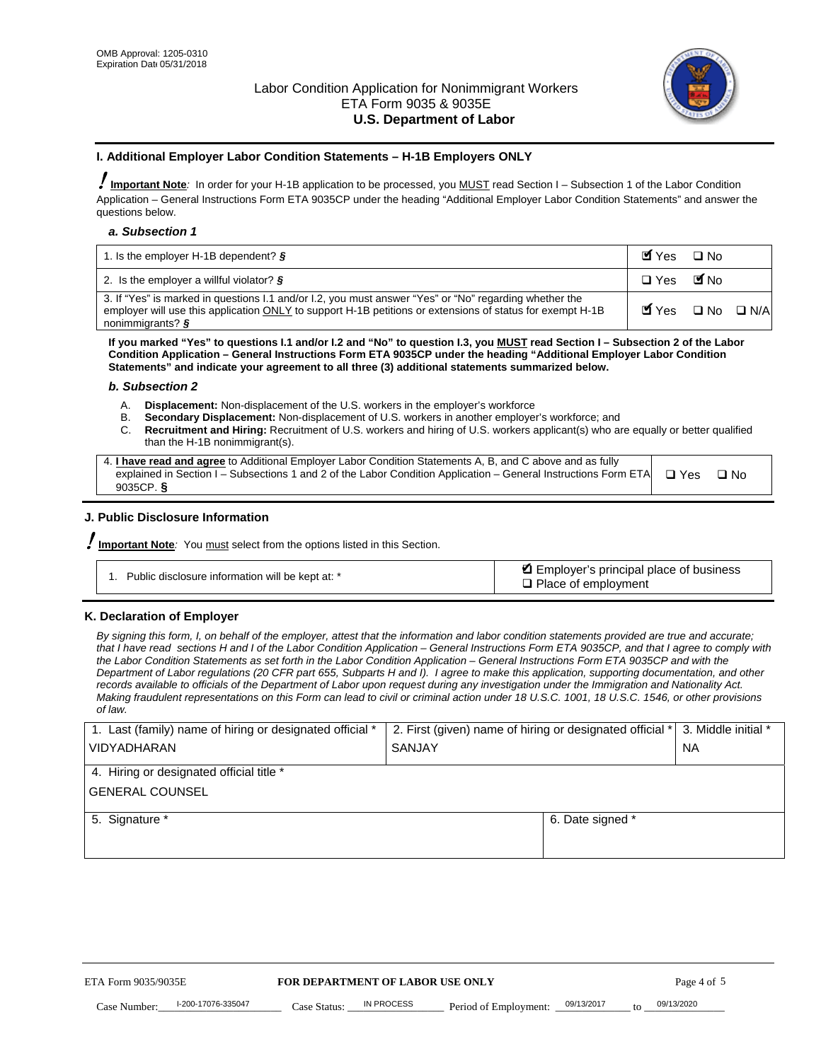OMB Approval: 1205-0310
Expiration Date 05/31/2018

# Labor Condition Application for Nonimmigrant Workers
ETA Form 9035 & 9035E
**U.S. Department of Labor**

## I. Additional Employer Labor Condition Statements – H-1B Employers ONLY

**Important Note**: In order for your H-1B application to be processed, you MUST read Section I – Subsection 1 of the Labor Condition Application – General Instructions Form ETA 9035CP under the heading "Additional Employer Labor Condition Statements" and answer the questions below.

### *a. Subsection 1*

| | |
|---|---|
| 1. Is the employer H-1B dependent? § | ☑ Yes ☐ No |
| 2. Is the employer a willful violator? § | ☐ Yes ☑ No |
| 3. If "Yes" is marked in questions I.1 and/or I.2, you must answer "Yes" or "No" regarding whether the employer will use this application ONLY to support H-1B petitions or extensions of status for exempt H-1B nonimmigrants? § | ☑ Yes ☐ No ☐ N/A |

**If you marked "Yes" to questions I.1 and/or I.2 and "No" to question I.3, you MUST read Section I – Subsection 2 of the Labor Condition Application – General Instructions Form ETA 9035CP under the heading "Additional Employer Labor Condition Statements" and indicate your agreement to all three (3) additional statements summarized below.**

### *b. Subsection 2*

A. **Displacement:** Non-displacement of the U.S. workers in the employer's workforce
B. **Secondary Displacement:** Non-displacement of U.S. workers in another employer's workforce; and
C. **Recruitment and Hiring:** Recruitment of U.S. workers and hiring of U.S. workers applicant(s) who are equally or better qualified than the H-1B nonimmigrant(s).

| | |
|---|---|
| 4. **I have read and agree** to Additional Employer Labor Condition Statements A, B, and C above and as fully explained in Section I – Subsections 1 and 2 of the Labor Condition Application – General Instructions Form ETA 9035CP. § | ☐ Yes ☐ No |

## J. Public Disclosure Information

**Important Note**: You must select from the options listed in this Section.

| | |
|---|---|
| 1. Public disclosure information will be kept at: * | ☑ Employer's principal place of business ☐ Place of employment |

## K. Declaration of Employer

*By signing this form, I, on behalf of the employer, attest that the information and labor condition statements provided are true and accurate; that I have read sections H and I of the Labor Condition Application – General Instructions Form ETA 9035CP, and that I agree to comply with the Labor Condition Statements as set forth in the Labor Condition Application – General Instructions Form ETA 9035CP and with the Department of Labor regulations (20 CFR part 655, Subparts H and I). I agree to make this application, supporting documentation, and other records available to officials of the Department of Labor upon request during any investigation under the Immigration and Nationality Act. Making fraudulent representations on this Form can lead to civil or criminal action under 18 U.S.C. 1001, 18 U.S.C. 1546, or other provisions of law.*

| 1. Last (family) name of hiring or designated official * | 2. First (given) name of hiring or designated official * | 3. Middle initial * |
|---|---|---|
| VIDYADHARAN | SANJAY | NA |
| 4. Hiring or designated official title * | | |
| GENERAL COUNSEL | | |
| 5. Signature * | 6. Date signed * | |
| | | |

ETA Form 9035/9035E — **FOR DEPARTMENT OF LABOR USE ONLY**

Case Number: I-200-17076-335047 Case Status: IN PROCESS Period of Employment: 09/13/2017 to 09/13/2020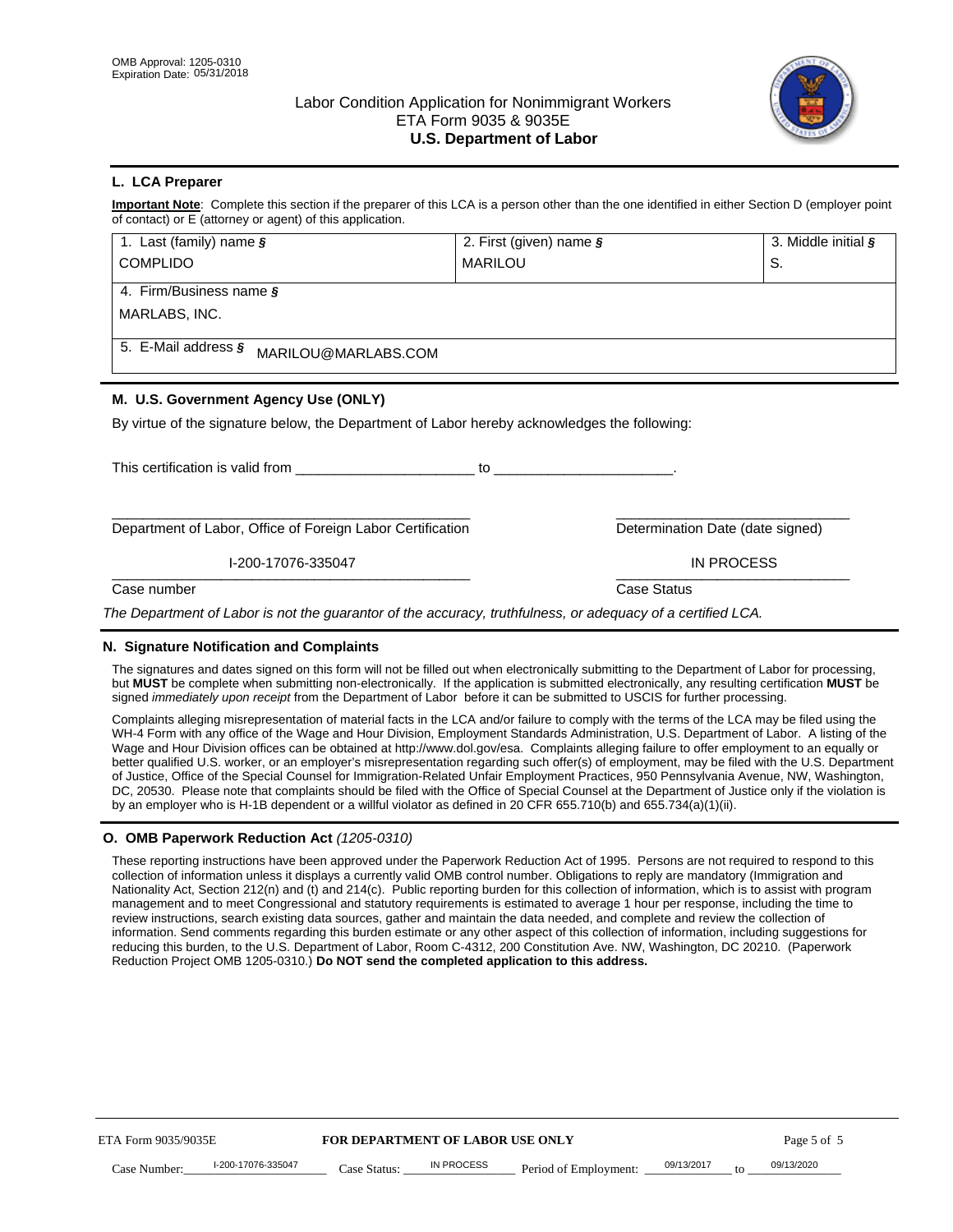OMB Approval: 1205-0310
Expiration Date: 05/31/2018

Labor Condition Application for Nonimmigrant Workers
ETA Form 9035 & 9035E
**U.S. Department of Labor**

### L. LCA Preparer

**Important Note**: Complete this section if the preparer of this LCA is a person other than the one identified in either Section D (employer point of contact) or E (attorney or agent) of this application.

| 1. Last (family) name § | 2. First (given) name § | 3. Middle initial § |
|---|---|---|
| COMPLIDO | MARILOU | S. |
| 4. Firm/Business name § | | |
| MARLABS, INC. | | |
| 5. E-Mail address § MARILOU@MARLABS.COM | | |

### M. U.S. Government Agency Use (ONLY)

By virtue of the signature below, the Department of Labor hereby acknowledges the following:

This certification is valid from ______________________ to ______________________.

______________________________________________ Department of Labor, Office of Foreign Labor Certification

______________________________ Determination Date (date signed)

I-200-17076-335047
Case number

IN PROCESS
Case Status

*The Department of Labor is not the guarantor of the accuracy, truthfulness, or adequacy of a certified LCA.*

### N. Signature Notification and Complaints

The signatures and dates signed on this form will not be filled out when electronically submitting to the Department of Labor for processing, but **MUST** be complete when submitting non-electronically. If the application is submitted electronically, any resulting certification **MUST** be signed *immediately upon receipt* from the Department of Labor before it can be submitted to USCIS for further processing.

Complaints alleging misrepresentation of material facts in the LCA and/or failure to comply with the terms of the LCA may be filed using the WH-4 Form with any office of the Wage and Hour Division, Employment Standards Administration, U.S. Department of Labor. A listing of the Wage and Hour Division offices can be obtained at http://www.dol.gov/esa. Complaints alleging failure to offer employment to an equally or better qualified U.S. worker, or an employer's misrepresentation regarding such offer(s) of employment, may be filed with the U.S. Department of Justice, Office of the Special Counsel for Immigration-Related Unfair Employment Practices, 950 Pennsylvania Avenue, NW, Washington, DC, 20530. Please note that complaints should be filed with the Office of Special Counsel at the Department of Justice only if the violation is by an employer who is H-1B dependent or a willful violator as defined in 20 CFR 655.710(b) and 655.734(a)(1)(ii).

### O. OMB Paperwork Reduction Act *(1205-0310)*

These reporting instructions have been approved under the Paperwork Reduction Act of 1995. Persons are not required to respond to this collection of information unless it displays a currently valid OMB control number. Obligations to reply are mandatory (Immigration and Nationality Act, Section 212(n) and (t) and 214(c). Public reporting burden for this collection of information, which is to assist with program management and to meet Congressional and statutory requirements is estimated to average 1 hour per response, including the time to review instructions, search existing data sources, gather and maintain the data needed, and complete and review the collection of information. Send comments regarding this burden estimate or any other aspect of this collection of information, including suggestions for reducing this burden, to the U.S. Department of Labor, Room C-4312, 200 Constitution Ave. NW, Washington, DC 20210. (Paperwork Reduction Project OMB 1205-0310.) **Do NOT send the completed application to this address.**

ETA Form 9035/9035E — **FOR DEPARTMENT OF LABOR USE ONLY**

Case Number: I-200-17076-335047 Case Status: IN PROCESS Period of Employment: 09/13/2017 to 09/13/2020